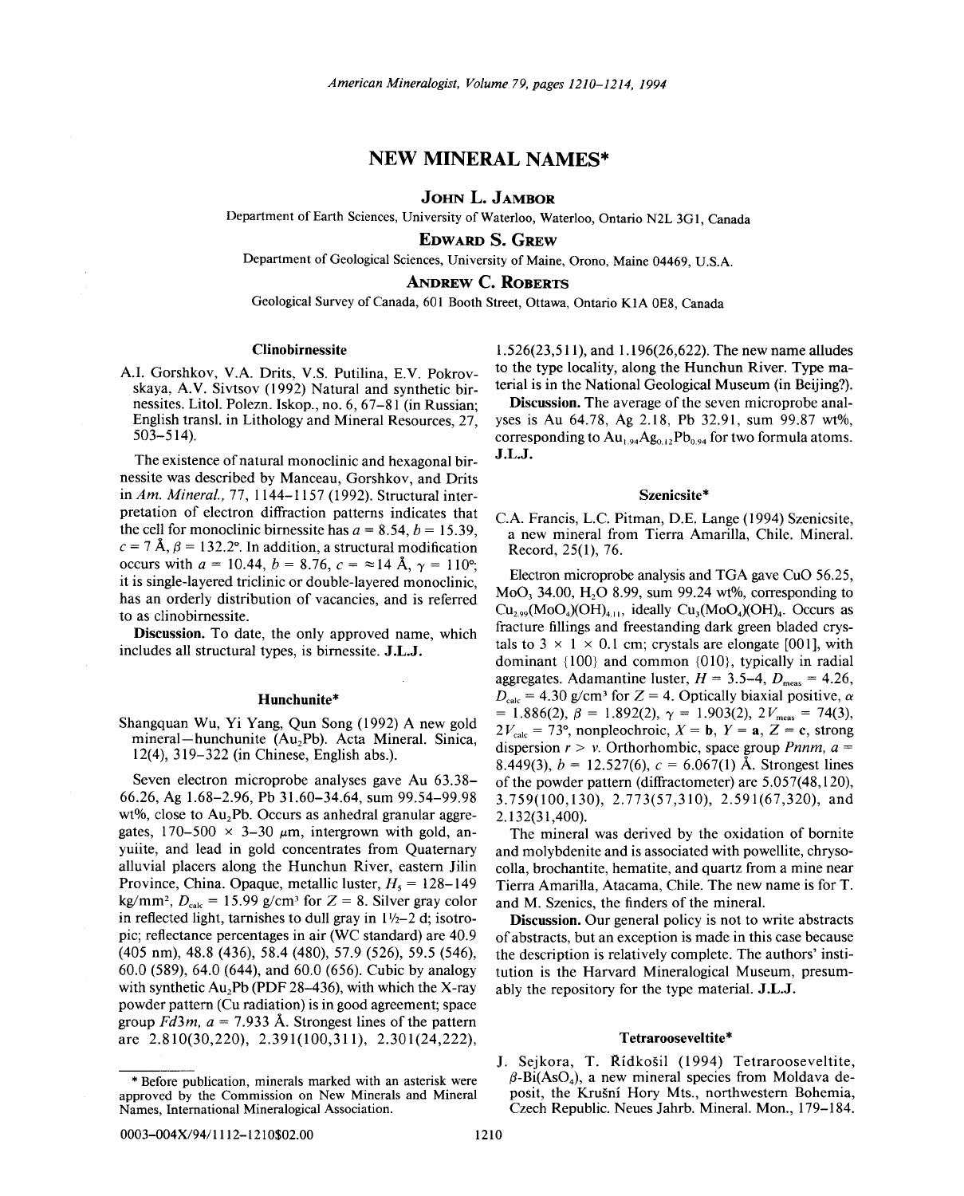# NEW MINERAL NAMES*

**JOHN L. JAMBOR**

Department of Earth Sciences, University of Waterloo, Waterloo, Ontario N2L 3G1, Canada

**EDWARD S. GREW**

Department of Geological Sciences, University of Maine, Orono, Maine 04469, U.S.A.

**ANDREW C. ROBERTS**

Geological Survey of Canada, 601 Booth Street, Ottawa, Ontario K1A 0E8, Canada

### Clinobirnessite

A.I. Gorshkov, V.A. Drits, V.S. Putilina, E.V. Pokrovskaya, A.V. Sivtsov (1992) Natural and synthetic birnessites. Litol. Polezn. Iskop., no. 6, 67–81 (in Russian; English transl. in Lithology and Mineral Resources, 27, 503–514).

The existence of natural monoclinic and hexagonal birnessite was described by Manceau, Gorshkov, and Drits in *Am. Mineral.*, 77, 1144–1157 (1992). Structural interpretation of electron diffraction patterns indicates that the cell for monoclinic birnessite has $a = 8.54$, $b = 15.39$, $c = 7$ Å, $\beta = 132.2°$. In addition, a structural modification occurs with $a = 10.44$, $b = 8.76$, $c = \approx 14$ Å, $\gamma = 110°$; it is single-layered triclinic or double-layered monoclinic, has an orderly distribution of vacancies, and is referred to as clinobirnessite.

**Discussion.** To date, the only approved name, which includes all structural types, is birnessite. **J.L.J.**

### Hunchunite*

Shangquan Wu, Yi Yang, Qun Song (1992) A new gold mineral—hunchunite ($Au_2Pb$). Acta Mineral. Sinica, 12(4), 319–322 (in Chinese, English abs.).

Seven electron microprobe analyses gave Au 63.38–66.26, Ag 1.68–2.96, Pb 31.60–34.64, sum 99.54–99.98 wt%, close to $Au_2Pb$. Occurs as anhedral granular aggregates, 170–500 × 3–30 μm, intergrown with gold, anyuiite, and lead in gold concentrates from Quaternary alluvial placers along the Hunchun River, eastern Jilin Province, China. Opaque, metallic luster, $H_5 = 128$–149 kg/mm², $D_{calc} = 15.99$ g/cm³ for $Z = 8$. Silver gray color in reflected light, tarnishes to dull gray in 1½–2 d; isotropic; reflectance percentages in air (WC standard) are 40.9 (405 nm), 48.8 (436), 58.4 (480), 57.9 (526), 59.5 (546), 60.0 (589), 64.0 (644), and 60.0 (656). Cubic by analogy with synthetic $Au_2Pb$ (PDF 28-436), with which the X-ray powder pattern (Cu radiation) is in good agreement; space group $Fd3m$, $a = 7.933$ Å. Strongest lines of the pattern are 2.810(30,220), 2.391(100,311), 2.301(24,222), 1.526(23,511), and 1.196(26,622). The new name alludes to the type locality, along the Hunchun River. Type material is in the National Geological Museum (in Beijing?).

**Discussion.** The average of the seven microprobe analyses is Au 64.78, Ag 2.18, Pb 32.91, sum 99.87 wt%, corresponding to $Au_{1.94}Ag_{0.12}Pb_{0.94}$ for two formula atoms. **J.L.J.**

### Szenicsite*

C.A. Francis, L.C. Pitman, D.E. Lange (1994) Szenicsite, a new mineral from Tierra Amarilla, Chile. Mineral. Record, 25(1), 76.

Electron microprobe analysis and TGA gave CuO 56.25, $MoO_3$ 34.00, $H_2O$ 8.99, sum 99.24 wt%, corresponding to $Cu_{2.99}(MoO_4)(OH)_{4.11}$, ideally $Cu_3(MoO_4)(OH)_4$. Occurs as fracture fillings and freestanding dark green bladed crystals to 3 × 1 × 0.1 cm; crystals are elongate [001], with dominant {100} and common {010}, typically in radial aggregates. Adamantine luster, $H = 3.5$–4, $D_{meas} = 4.26$, $D_{calc} = 4.30$ g/cm³ for $Z = 4$. Optically biaxial positive, $\alpha = 1.886(2)$, $\beta = 1.892(2)$, $\gamma = 1.903(2)$, $2V_{meas} = 74(3)$, $2V_{calc} = 73°$, nonpleochroic, $X = \mathbf{b}$, $Y = \mathbf{a}$, $Z = \mathbf{c}$, strong dispersion $r > v$. Orthorhombic, space group $Pnnm$, $a = 8.449(3)$, $b = 12.527(6)$, $c = 6.067(1)$ Å. Strongest lines of the powder pattern (diffractometer) are 5.057(48,120), 3.759(100,130), 2.773(57,310), 2.591(67,320), and 2.132(31,400).

The mineral was derived by the oxidation of bornite and molybdenite and is associated with powellite, chrysocolla, brochantite, hematite, and quartz from a mine near Tierra Amarilla, Atacama, Chile. The new name is for T. and M. Szenics, the finders of the mineral.

**Discussion.** Our general policy is not to write abstracts of abstracts, but an exception is made in this case because the description is relatively complete. The authors' institution is the Harvard Mineralogical Museum, presumably the repository for the type material. **J.L.J.**

### Tetrarooseveltite*

J. Sejkora, T. Řídkošil (1994) Tetrarooseveltite, $\beta$-$Bi(AsO_4)$, a new mineral species from Moldava deposit, the Krušní Hory Mts., northwestern Bohemia, Czech Republic. Neues Jahrb. Mineral. Mon., 179–184.

---

\* Before publication, minerals marked with an asterisk were approved by the Commission on New Minerals and Mineral Names, International Mineralogical Association.

0003-004X/94/1112-1210$02.00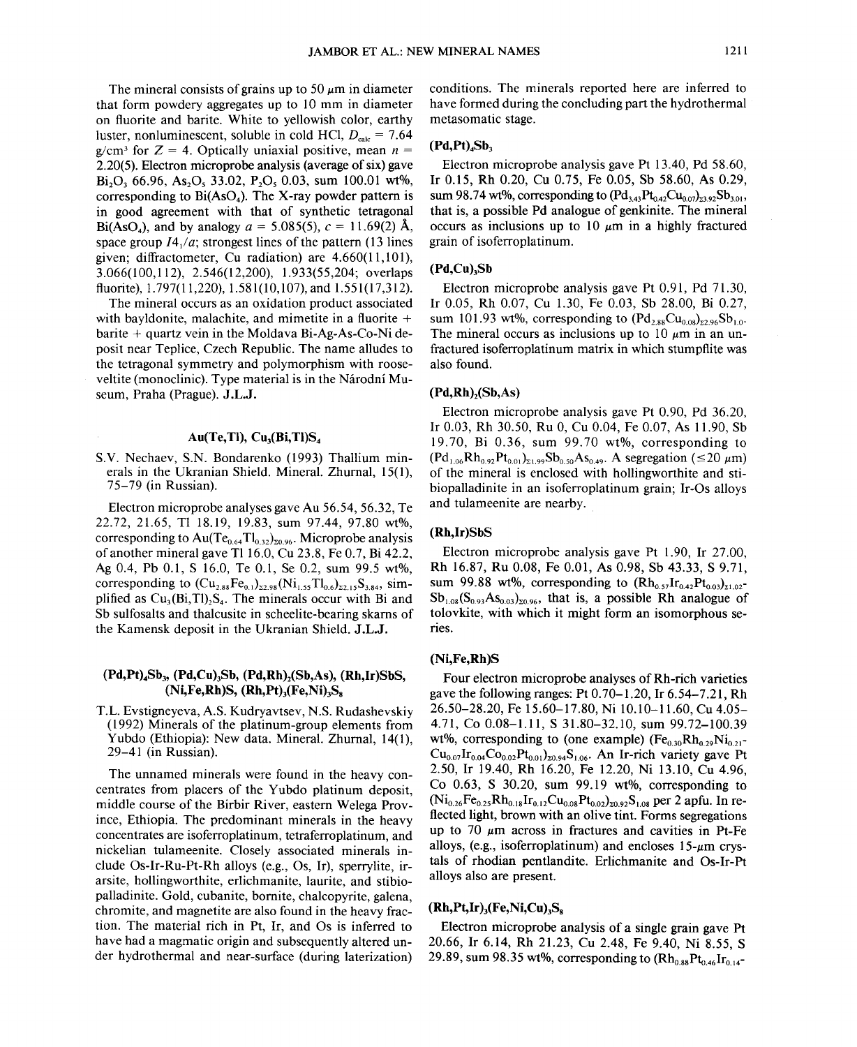The mineral consists of grains up to 50 μm in diameter that form powdery aggregates up to 10 mm in diameter on fluorite and barite. White to yellowish color, earthy luster, nonluminescent, soluble in cold HCl, $D_{calc}$ = 7.64 g/cm³ for $Z$ = 4. Optically uniaxial positive, mean $n$ = 2.20(5). Electron microprobe analysis (average of six) gave $Bi_2O_3$ 66.96, $As_2O_5$ 33.02, $P_2O_5$ 0.03, sum 100.01 wt%, corresponding to $Bi(AsO_4)$. The X-ray powder pattern is in good agreement with that of synthetic tetragonal $Bi(AsO_4)$, and by analogy $a$ = 5.085(5), $c$ = 11.69(2) Å, space group $I4_1/a$; strongest lines of the pattern (13 lines given; diffractometer, Cu radiation) are 4.660(11,101), 3.066(100,112), 2.546(12,200), 1.933(55,204; overlaps fluorite), 1.797(11,220), 1.581(10,107), and 1.551(17,312).

The mineral occurs as an oxidation product associated with bayldonite, malachite, and mimetite in a fluorite + barite + quartz vein in the Moldava Bi-Ag-As-Co-Ni deposit near Teplice, Czech Republic. The name alludes to the tetragonal symmetry and polymorphism with rooseveltite (monoclinic). Type material is in the Národní Museum, Praha (Prague). **J.L.J.**

## $Au(Te,Tl)$, $Cu_3(Bi,Tl)S_4$

S.V. Nechaev, S.N. Bondarenko (1993) Thallium minerals in the Ukranian Shield. Mineral. Zhurnal, 15(1), 75–79 (in Russian).

Electron microprobe analyses gave Au 56.54, 56.32, Te 22.72, 21.65, Tl 18.19, 19.83, sum 97.44, 97.80 wt%, corresponding to $Au(Te_{0.64}Tl_{0.32})_{\Sigma 0.96}$. Microprobe analysis of another mineral gave Tl 16.0, Cu 23.8, Fe 0.7, Bi 42.2, Ag 0.4, Pb 0.1, S 16.0, Te 0.1, Se 0.2, sum 99.5 wt%, corresponding to $(Cu_{2.88}Fe_{0.1})_{\Sigma 2.98}(Ni_{1.55}Tl_{0.6})_{\Sigma 2.15}S_{3.84}$, simplified as $Cu_3(Bi,Tl)_2S_4$. The minerals occur with Bi and Sb sulfosalts and thalcusite in scheelite-bearing skarns of the Kamensk deposit in the Ukranian Shield. **J.L.J.**

## $(Pd,Pt)_4Sb_3$, $(Pd,Cu)_3Sb$, $(Pd,Rh)_2(Sb,As)$, $(Rh,Ir)SbS$, $(Ni,Fe,Rh)S$, $(Rh,Pt)_3(Fe,Ni)_3S_8$

T.L. Evstigneyeva, A.S. Kudryavtsev, N.S. Rudashevskiy (1992) Minerals of the platinum-group elements from Yubdo (Ethiopia): New data. Mineral. Zhurnal, 14(1), 29–41 (in Russian).

The unnamed minerals were found in the heavy concentrates from placers of the Yubdo platinum deposit, middle course of the Birbir River, eastern Welega Province, Ethiopia. The predominant minerals in the heavy concentrates are isoferroplatinum, tetraferroplatinum, and nickelian tulameenite. Closely associated minerals include Os-Ir-Ru-Pt-Rh alloys (e.g., Os, Ir), sperrylite, irarsite, hollingworthite, erlichmanite, laurite, and stibiopalladinite. Gold, cubanite, bornite, chalcopyrite, galena, chromite, and magnetite are also found in the heavy fraction. The material rich in Pt, Ir, and Os is inferred to have had a magmatic origin and subsequently altered under hydrothermal and near-surface (during laterization) conditions. The minerals reported here are inferred to have formed during the concluding part the hydrothermal metasomatic stage.

### $(Pd,Pt)_4Sb_3$

Electron microprobe analysis gave Pt 13.40, Pd 58.60, Ir 0.15, Rh 0.20, Cu 0.75, Fe 0.05, Sb 58.60, As 0.29, sum 98.74 wt%, corresponding to $(Pd_{3.43}Pt_{0.42}Cu_{0.07})_{\Sigma 3.92}Sb_{3.01}$, that is, a possible Pd analogue of genkinite. The mineral occurs as inclusions up to 10 μm in a highly fractured grain of isoferroplatinum.

### $(Pd,Cu)_3Sb$

Electron microprobe analysis gave Pt 0.91, Pd 71.30, Ir 0.05, Rh 0.07, Cu 1.30, Fe 0.03, Sb 28.00, Bi 0.27, sum 101.93 wt%, corresponding to $(Pd_{2.88}Cu_{0.08})_{\Sigma 2.96}Sb_{1.0}$. The mineral occurs as inclusions up to 10 μm in an unfractured isoferroplatinum matrix in which stumpflite was also found.

### $(Pd,Rh)_2(Sb,As)$

Electron microprobe analysis gave Pt 0.90, Pd 36.20, Ir 0.03, Rh 30.50, Ru 0, Cu 0.04, Fe 0.07, As 11.90, Sb 19.70, Bi 0.36, sum 99.70 wt%, corresponding to $(Pd_{1.06}Rh_{0.92}Pt_{0.01})_{\Sigma 1.99}Sb_{0.50}As_{0.49}$. A segregation (≤20 μm) of the mineral is enclosed with hollingworthite and stibiopalladinite in an isoferroplatinum grain; Ir-Os alloys and tulameenite are nearby.

### $(Rh,Ir)SbS$

Electron microprobe analysis gave Pt 1.90, Ir 27.00, Rh 16.87, Ru 0.08, Fe 0.01, As 0.98, Sb 43.33, S 9.71, sum 99.88 wt%, corresponding to $(Rh_{0.57}Ir_{0.42}Pt_{0.03})_{\Sigma 1.02}Sb_{1.08}(S_{0.93}As_{0.03})_{\Sigma 0.96}$, that is, a possible Rh analogue of tolovkite, with which it might form an isomorphous series.

### $(Ni,Fe,Rh)S$

Four electron microprobe analyses of Rh-rich varieties gave the following ranges: Pt 0.70–1.20, Ir 6.54–7.21, Rh 26.50–28.20, Fe 15.60–17.80, Ni 10.10–11.60, Cu 4.05–4.71, Co 0.08–1.11, S 31.80–32.10, sum 99.72–100.39 wt%, corresponding to (one example) $(Fe_{0.30}Rh_{0.29}Ni_{0.21}Cu_{0.07}Ir_{0.04}Co_{0.02}Pt_{0.01})_{\Sigma 0.94}S_{1.06}$. An Ir-rich variety gave Pt 2.50, Ir 19.40, Rh 16.20, Fe 12.20, Ni 13.10, Cu 4.96, Co 0.63, S 30.20, sum 99.19 wt%, corresponding to $(Ni_{0.26}Fe_{0.25}Rh_{0.18}Ir_{0.12}Cu_{0.08}Pt_{0.02})_{\Sigma 0.92}S_{1.08}$ per 2 apfu. In reflected light, brown with an olive tint. Forms segregations up to 70 μm across in fractures and cavities in Pt-Fe alloys, (e.g., isoferroplatinum) and encloses 15-μm crystals of rhodian pentlandite. Erlichmanite and Os-Ir-Pt alloys also are present.

### $(Rh,Pt,Ir)_3(Fe,Ni,Cu)_3S_8$

Electron microprobe analysis of a single grain gave Pt 20.66, Ir 6.14, Rh 21.23, Cu 2.48, Fe 9.40, Ni 8.55, S 29.89, sum 98.35 wt%, corresponding to $(Rh_{0.88}Pt_{0.46}Ir_{0.14}$-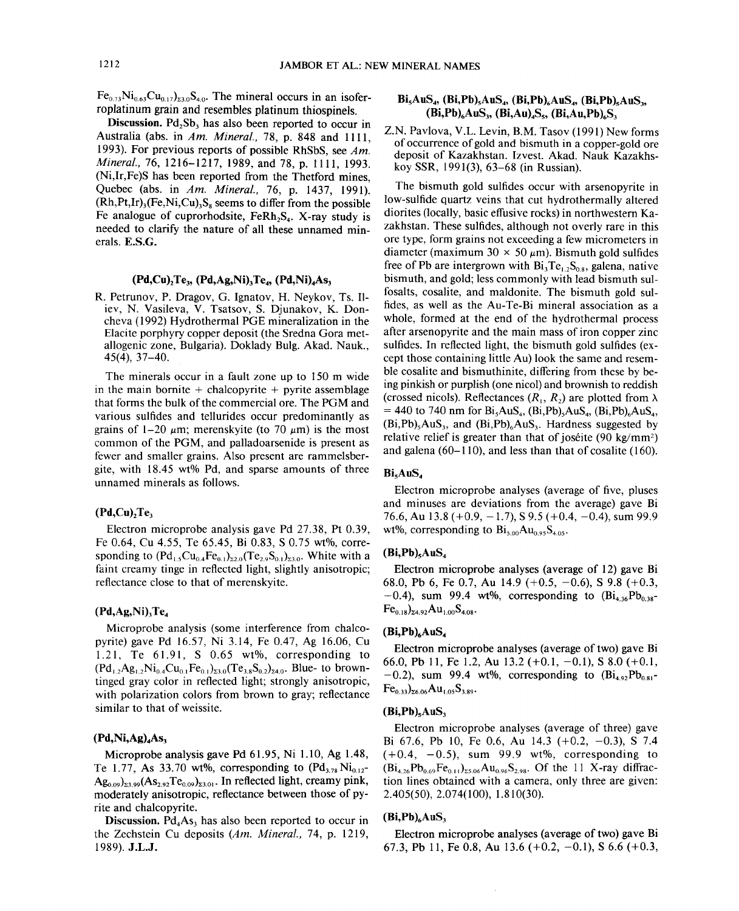$Fe_{0.73}Ni_{0.63}Cu_{0.17})_{\Sigma 3.0}S_{4.0}$. The mineral occurs in an isoferroplatinum grain and resembles platinum thiospinels.

**Discussion.** $Pd_2Sb_3$ has also been reported to occur in Australia (abs. in *Am. Mineral.*, 78, p. 848 and 1111, 1993). For previous reports of possible RhSbS, see *Am. Mineral.*, 76, 1216–1217, 1989, and 78, p. 1111, 1993. (Ni,Ir,Fe)S has been reported from the Thetford mines, Quebec (abs. in *Am. Mineral.*, 76, p. 1437, 1991). $(Rh,Pt,Ir)_3(Fe,Ni,Cu)_3S_8$ seems to differ from the possible Fe analogue of cuprorhodsite, $FeRh_2S_4$. X-ray study is needed to clarify the nature of all these unnamed minerals. **E.S.G.**

## $(Pd,Cu)_2Te_3$, $(Pd,Ag,Ni)_3Te_4$, $(Pd,Ni)_4As_3$

R. Petrunov, P. Dragov, G. Ignatov, H. Neykov, Ts. Iliev, N. Vasileva, V. Tsatsov, S. Djunakov, K. Doncheva (1992) Hydrothermal PGE mineralization in the Elacite porphyry copper deposit (the Sredna Gora metallogenic zone, Bulgaria). Doklady Bulg. Akad. Nauk., 45(4), 37–40.

The minerals occur in a fault zone up to 150 m wide in the main bornite + chalcopyrite + pyrite assemblage that forms the bulk of the commercial ore. The PGM and various sulfides and tellurides occur predominantly as grains of 1–20 μm; merenskyite (to 70 μm) is the most common of the PGM, and palladoarsenide is present as fewer and smaller grains. Also present are rammelsbergite, with 18.45 wt% Pd, and sparse amounts of three unnamed minerals as follows.

### $(Pd,Cu)_2Te_3$

Electron microprobe analysis gave Pd 27.38, Pt 0.39, Fe 0.64, Cu 4.55, Te 65.45, Bi 0.83, S 0.75 wt%, corresponding to $(Pd_{1.5}Cu_{0.4}Fe_{0.1})_{\Sigma 2.0}(Te_{2.9}S_{0.1})_{\Sigma 3.0}$. White with a faint creamy tinge in reflected light, slightly anisotropic; reflectance close to that of merenskyite.

### $(Pd,Ag,Ni)_3Te_4$

Microprobe analysis (some interference from chalcopyrite) gave Pd 16.57, Ni 3.14, Fe 0.47, Ag 16.06, Cu 1.21, Te 61.91, S 0.65 wt%, corresponding to $(Pd_{1.2}Ag_{1.2}Ni_{0.4}Cu_{0.1}Fe_{0.1})_{\Sigma 3.0}(Te_{3.8}S_{0.2})_{\Sigma 4.0}$. Blue- to brown-tinged gray color in reflected light; strongly anisotropic, with polarization colors from brown to gray; reflectance similar to that of weissite.

### $(Pd,Ni,Ag)_4As_3$

Microprobe analysis gave Pd 61.95, Ni 1.10, Ag 1.48, Te 1.77, As 33.70 wt%, corresponding to $(Pd_{3.78}Ni_{0.12}Ag_{0.09})_{\Sigma 3.99}(As_{2.92}Te_{0.09})_{\Sigma 3.01}$. In reflected light, creamy pink, moderately anisotropic, reflectance between those of pyrite and chalcopyrite.

**Discussion.** $Pd_4As_3$ has also been reported to occur in the Zechstein Cu deposits (*Am. Mineral.*, 74, p. 1219, 1989). **J.L.J.**

## $Bi_5AuS_4$, $(Bi,Pb)_5AuS_4$, $(Bi,Pb)_6AuS_4$, $(Bi,Pb)_5AuS_3$, $(Bi,Pb)_6AuS_3$, $(Bi,Au)_4S_5$, $(Bi,Au,Pb)_6S_3$

Z.N. Pavlova, V.L. Levin, B.M. Tasov (1991) New forms of occurrence of gold and bismuth in a copper-gold ore deposit of Kazakhstan. Izvest. Akad. Nauk Kazakhskoy SSR, 1991(3), 63–68 (in Russian).

The bismuth gold sulfides occur with arsenopyrite in low-sulfide quartz veins that cut hydrothermally altered diorites (locally, basic effusive rocks) in northwestern Kazakhstan. These sulfides, although not overly rare in this ore type, form grains not exceeding a few micrometers in diameter (maximum 30 × 50 μm). Bismuth gold sulfides free of Pb are intergrown with $Bi_3Te_{1.2}S_{0.8}$, galena, native bismuth, and gold; less commonly with lead bismuth sulfosalts, cosalite, and maldonite. The bismuth gold sulfides, as well as the Au-Te-Bi mineral association as a whole, formed at the end of the hydrothermal process after arsenopyrite and the main mass of iron copper zinc sulfides. In reflected light, the bismuth gold sulfides (except those containing little Au) look the same and resemble cosalite and bismuthinite, differing from these by being pinkish or purplish (one nicol) and brownish to reddish (crossed nicols). Reflectances ($R_1$, $R_2$) are plotted from λ = 440 to 740 nm for $Bi_5AuS_4$, $(Bi,Pb)_5AuS_4$, $(Bi,Pb)_6AuS_4$, $(Bi,Pb)_5AuS_3$, and $(Bi,Pb)_6AuS_3$. Hardness suggested by relative relief is greater than that of joséite (90 kg/mm²) and galena (60–110), and less than that of cosalite (160).

### $Bi_5AuS_4$

Electron microprobe analyses (average of five, pluses and minuses are deviations from the average) gave Bi 76.6, Au 13.8 (+0.9, −1.7), S 9.5 (+0.4, −0.4), sum 99.9 wt%, corresponding to $Bi_{5.00}Au_{0.95}S_{4.05}$.

### $(Bi,Pb)_5AuS_4$

Electron microprobe analyses (average of 12) gave Bi 68.0, Pb 6, Fe 0.7, Au 14.9 (+0.5, −0.6), S 9.8 (+0.3, −0.4), sum 99.4 wt%, corresponding to $(Bi_{4.36}Pb_{0.38}Fe_{0.18})_{\Sigma 4.92}Au_{1.00}S_{4.08}$.

### $(Bi,Pb)_6AuS_4$

Electron microprobe analyses (average of two) gave Bi 66.0, Pb 11, Fe 1.2, Au 13.2 (+0.1, −0.1), S 8.0 (+0.1, −0.2), sum 99.4 wt%, corresponding to $(Bi_{4.92}Pb_{0.81}Fe_{0.33})_{\Sigma 6.06}Au_{1.05}S_{3.89}$.

### $(Bi,Pb)_5AuS_3$

Electron microprobe analyses (average of three) gave Bi 67.6, Pb 10, Fe 0.6, Au 14.3 (+0.2, −0.3), S 7.4 (+0.4, −0.5), sum 99.9 wt%, corresponding to $(Bi_{4.26}Pb_{0.69}Fe_{0.11})_{\Sigma 5.06}Au_{0.96}S_{2.98}$. Of the 11 X-ray diffraction lines obtained with a camera, only three are given: 2.405(50), 2.074(100), 1.810(30).

### $(Bi,Pb)_6AuS_3$

Electron microprobe analyses (average of two) gave Bi 67.3, Pb 11, Fe 0.8, Au 13.6 (+0.2, −0.1), S 6.6 (+0.3,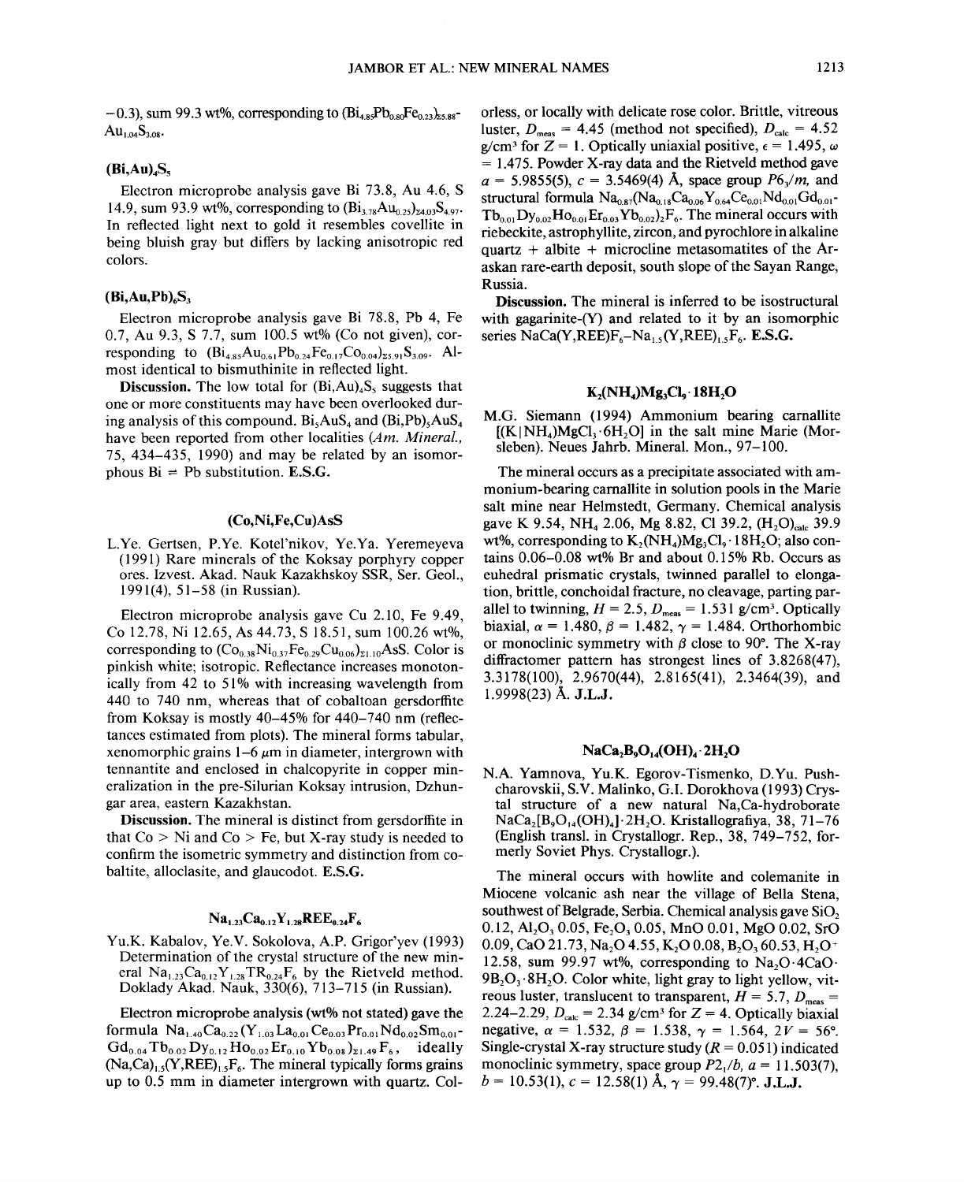−0.3), sum 99.3 wt%, corresponding to $(Bi_{4.85}Pb_{0.80}Fe_{0.23})_{\Sigma5.88}Au_{1.04}S_{3.08}$.

### $(Bi,Au)_4S_5$

Electron microprobe analysis gave Bi 73.8, Au 4.6, S 14.9, sum 93.9 wt%, corresponding to $(Bi_{3.78}Au_{0.25})_{\Sigma4.03}S_{4.97}$. In reflected light next to gold it resembles covellite in being bluish gray but differs by lacking anisotropic red colors.

### $(Bi,Au,Pb)_6S_3$

Electron microprobe analysis gave Bi 78.8, Pb 4, Fe 0.7, Au 9.3, S 7.7, sum 100.5 wt% (Co not given), corresponding to $(Bi_{4.85}Au_{0.61}Pb_{0.24}Fe_{0.17}Co_{0.04})_{\Sigma5.91}S_{3.09}$. Almost identical to bismuthinite in reflected light.

**Discussion.** The low total for $(Bi,Au)_4S_5$ suggests that one or more constituents may have been overlooked during analysis of this compound. $Bi_5AuS_4$ and $(Bi,Pb)_5AuS_4$ have been reported from other localities (*Am. Mineral.*, 75, 434–435, 1990) and may be related by an isomorphous Bi ⇌ Pb substitution. **E.S.G.**

### $(Co,Ni,Fe,Cu)AsS$

L.Ye. Gertsen, P.Ye. Kotel'nikov, Ye.Ya. Yeremeyeva (1991) Rare minerals of the Koksay porphyry copper ores. Izvest. Akad. Nauk Kazakhskoy SSR, Ser. Geol., 1991(4), 51–58 (in Russian).

Electron microprobe analysis gave Cu 2.10, Fe 9.49, Co 12.78, Ni 12.65, As 44.73, S 18.51, sum 100.26 wt%, corresponding to $(Co_{0.38}Ni_{0.37}Fe_{0.29}Cu_{0.06})_{\Sigma1.10}AsS$. Color is pinkish white; isotropic. Reflectance increases monotonically from 42 to 51% with increasing wavelength from 440 to 740 nm, whereas that of cobaltoan gersdorffite from Koksay is mostly 40–45% for 440–740 nm (reflectances estimated from plots). The mineral forms tabular, xenomorphic grains 1–6 μm in diameter, intergrown with tennantite and enclosed in chalcopyrite in copper mineralization in the pre-Silurian Koksay intrusion, Dzhungar area, eastern Kazakhstan.

**Discussion.** The mineral is distinct from gersdorffite in that Co > Ni and Co > Fe, but X-ray study is needed to confirm the isometric symmetry and distinction from cobaltite, alloclasite, and glaucodot. **E.S.G.**

### $Na_{1.23}Ca_{0.12}Y_{1.28}REE_{0.24}F_6$

Yu.K. Kabalov, Ye.V. Sokolova, A.P. Grigor'yev (1993) Determination of the crystal structure of the new mineral $Na_{1.23}Ca_{0.12}Y_{1.28}TR_{0.24}F_6$ by the Rietveld method. Doklady Akad. Nauk, 330(6), 713–715 (in Russian).

Electron microprobe analysis (wt% not stated) gave the formula $Na_{1.40}Ca_{0.22}(Y_{1.03}La_{0.01}Ce_{0.03}Pr_{0.01}Nd_{0.02}Sm_{0.01}Gd_{0.04}Tb_{0.02}Dy_{0.12}Ho_{0.02}Er_{0.10}Yb_{0.08})_{\Sigma1.49}F_6$, ideally $(Na,Ca)_{1.5}(Y,REE)_{1.5}F_6$. The mineral typically forms grains up to 0.5 mm in diameter intergrown with quartz. Colorless, or locally with delicate rose color. Brittle, vitreous luster, $D_{meas}$ = 4.45 (method not specified), $D_{calc}$ = 4.52 g/cm³ for $Z$ = 1. Optically uniaxial positive, $\epsilon$ = 1.495, $\omega$ = 1.475. Powder X-ray data and the Rietveld method gave $a$ = 5.9855(5), $c$ = 3.5469(4) Å, space group $P6_3/m$, and structural formula $Na_{0.87}(Na_{0.18}Ca_{0.06}Y_{0.64}Ce_{0.01}Nd_{0.01}Gd_{0.01}Tb_{0.01}Dy_{0.02}Ho_{0.01}Er_{0.03}Yb_{0.02})_2F_6$. The mineral occurs with riebeckite, astrophyllite, zircon, and pyrochlore in alkaline quartz + albite + microcline metasomatites of the Araskan rare-earth deposit, south slope of the Sayan Range, Russia.

**Discussion.** The mineral is inferred to be isostructural with gagarinite-(Y) and related to it by an isomorphic series $NaCa(Y,REE)F_6$–$Na_{1.5}(Y,REE)_{1.5}F_6$. **E.S.G.**

### $K_2(NH_4)Mg_3Cl_9 \cdot 18H_2O$

M.G. Siemann (1994) Ammonium bearing carnallite $[(K|NH_4)MgCl_3 \cdot 6H_2O]$ in the salt mine Marie (Morsleben). Neues Jahrb. Mineral. Mon., 97–100.

The mineral occurs as a precipitate associated with ammonium-bearing carnallite in solution pools in the Marie salt mine near Helmstedt, Germany. Chemical analysis gave K 9.54, $NH_4$ 2.06, Mg 8.82, Cl 39.2, $(H_2O)_{calc}$ 39.9 wt%, corresponding to $K_2(NH_4)Mg_3Cl_9 \cdot 18H_2O$; also contains 0.06–0.08 wt% Br and about 0.15% Rb. Occurs as euhedral prismatic crystals, twinned parallel to elongation, brittle, conchoidal fracture, no cleavage, parting parallel to twinning, $H$ = 2.5, $D_{meas}$ = 1.531 g/cm³. Optically biaxial, $\alpha$ = 1.480, $\beta$ = 1.482, $\gamma$ = 1.484. Orthorhombic or monoclinic symmetry with $\beta$ close to 90°. The X-ray diffractomer pattern has strongest lines of 3.8268(47), 3.3178(100), 2.9670(44), 2.8165(41), 2.3464(39), and 1.9998(23) Å. **J.L.J.**

### $NaCa_2B_9O_{14}(OH)_4 \cdot 2H_2O$

N.A. Yamnova, Yu.K. Egorov-Tismenko, D.Yu. Pushcharovskii, S.V. Malinko, G.I. Dorokhova (1993) Crystal structure of a new natural Na,Ca-hydroborate $NaCa_2[B_9O_{14}(OH)_4] \cdot 2H_2O$. Kristallografiya, 38, 71–76 (English transl. in Crystallogr. Rep., 38, 749–752, formerly Soviet Phys. Crystallogr.).

The mineral occurs with howlite and colemanite in Miocene volcanic ash near the village of Bella Stena, southwest of Belgrade, Serbia. Chemical analysis gave $SiO_2$ 0.12, $Al_2O_3$ 0.05, $Fe_2O_3$ 0.05, MnO 0.01, MgO 0.02, SrO 0.09, CaO 21.73, $Na_2O$ 4.55, $K_2O$ 0.08, $B_2O_3$ 60.53, $H_2O^+$ 12.58, sum 99.97 wt%, corresponding to $Na_2O \cdot 4CaO \cdot 9B_2O_3 \cdot 8H_2O$. Color white, light gray to light yellow, vitreous luster, translucent to transparent, $H$ = 5.7, $D_{meas}$ = 2.24–2.29, $D_{calc}$ = 2.34 g/cm³ for $Z$ = 4. Optically biaxial negative, $\alpha$ = 1.532, $\beta$ = 1.538, $\gamma$ = 1.564, $2V$ = 56°. Single-crystal X-ray structure study ($R$ = 0.051) indicated monoclinic symmetry, space group $P2_1/b$, $a$ = 11.503(7), $b$ = 10.53(1), $c$ = 12.58(1) Å, $\gamma$ = 99.48(7)°. **J.L.J.**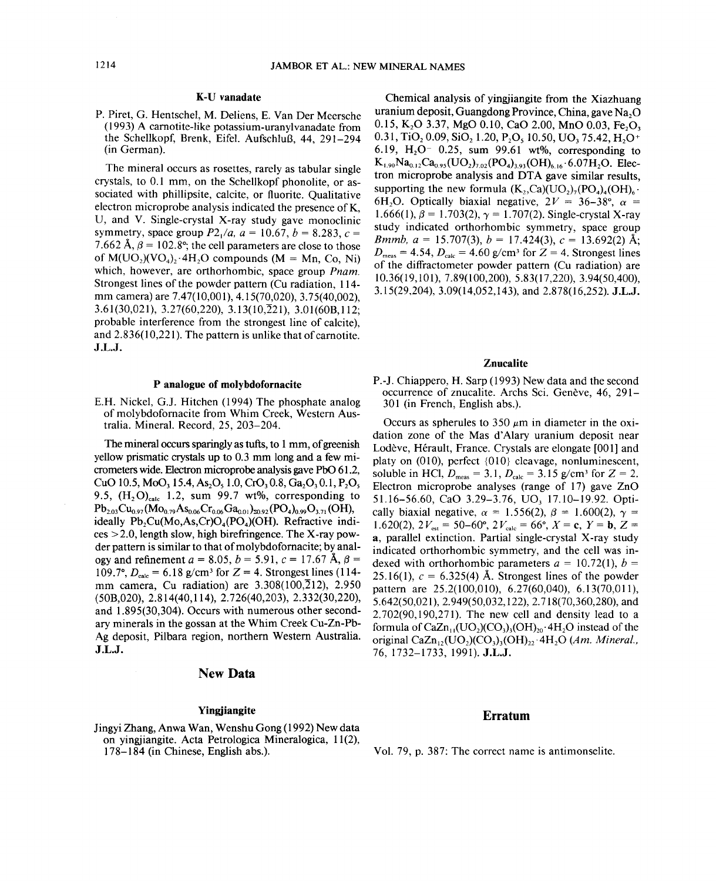### K-U vanadate

P. Piret, G. Hentschel, M. Deliens, E. Van Der Meersche (1993) A carnotite-like potassium-uranylvanadate from the Schellkopf, Brenk, Eifel. Aufschluß, 44, 291–294 (in German).

The mineral occurs as rosettes, rarely as tabular single crystals, to 0.1 mm, on the Schellkopf phonolite, or associated with phillipsite, calcite, or fluorite. Qualitative electron microprobe analysis indicated the presence of K, U, and V. Single-crystal X-ray study gave monoclinic symmetry, space group $P2_1/a$, $a$ = 10.67, $b$ = 8.283, $c$ = 7.662 Å, $\beta$ = 102.8°; the cell parameters are close to those of $M(UO_2)(VO_4)_2 \cdot 4H_2O$ compounds (M = Mn, Co, Ni) which, however, are orthorhombic, space group *Pnam*. Strongest lines of the powder pattern (Cu radiation, 114-mm camera) are 7.47(10,001), 4.15(70,020), 3.75(40,002), 3.61(30,021), 3.27(60,220), 3.13(10,$\bar{2}$21), 3.01(60B,112; probable interference from the strongest line of calcite), and 2.836(10,221). The pattern is unlike that of carnotite. **J.L.J.**

### P analogue of molybdofornacite

E.H. Nickel, G.J. Hitchen (1994) The phosphate analog of molybdofornacite from Whim Creek, Western Australia. Mineral. Record, 25, 203–204.

The mineral occurs sparingly as tufts, to 1 mm, of greenish yellow prismatic crystals up to 0.3 mm long and a few micrometers wide. Electron microprobe analysis gave PbO 61.2, CuO 10.5, $MoO_3$ 15.4, $As_2O_5$ 1.0, $CrO_3$ 0.8, $Ga_2O_3$ 0.1, $P_2O_5$ 9.5, $(H_2O)_{calc}$ 1.2, sum 99.7 wt%, corresponding to $Pb_{2.03}Cu_{0.97}(Mo_{0.79}As_{0.06}Cr_{0.06}Ga_{0.01})_{\Sigma 0.92}(PO_4)_{0.99}O_{3.71}(OH)$, ideally $Pb_2Cu(Mo,As,Cr)O_4(PO_4)(OH)$. Refractive indices >2.0, length slow, high birefringence. The X-ray powder pattern is similar to that of molybdofornacite; by analogy and refinement $a$ = 8.05, $b$ = 5.91, $c$ = 17.67 Å, $\beta$ = 109.7°, $D_{calc}$ = 6.18 g/cm³ for $Z$ = 4. Strongest lines (114-mm camera, Cu radiation) are 3.308(100,$\bar{2}$12), 2.950 (50B,020), 2.814(40,114), 2.726(40,203), 2.332(30,220), and 1.895(30,304). Occurs with numerous other secondary minerals in the gossan at the Whim Creek Cu-Zn-Pb-Ag deposit, Pilbara region, northern Western Australia. **J.L.J.**

## New Data

### Yingjiangite

Jingyi Zhang, Anwa Wan, Wenshu Gong (1992) New data on yingjiangite. Acta Petrologica Mineralogica, 11(2), 178–184 (in Chinese, English abs.).

Chemical analysis of yingjiangite from the Xiazhuang uranium deposit, Guangdong Province, China, gave $Na_2O$ 0.15, $K_2O$ 3.37, MgO 0.10, CaO 2.00, MnO 0.03, $Fe_2O_3$ 0.31, $TiO_2$ 0.09, $SiO_2$ 1.20, $P_2O_5$ 10.50, $UO_3$ 75.42, $H_2O^+$ 6.19, $H_2O^-$ 0.25, sum 99.61 wt%, corresponding to $K_{1.90}Na_{0.12}Ca_{0.95}(UO_2)_{7.02}(PO_4)_{3.93}(OH)_{6.16} \cdot 6.07H_2O$. Electron microprobe analysis and DTA gave similar results, supporting the new formula $(K_2,Ca)(UO_2)_7(PO_4)_4(OH)_6 \cdot 6H_2O$. Optically biaxial negative, $2V$ = 36–38°, $\alpha$ = 1.666(1), $\beta$ = 1.703(2), $\gamma$ = 1.707(2). Single-crystal X-ray study indicated orthorhombic symmetry, space group *Bmmb*, $a$ = 15.707(3), $b$ = 17.424(3), $c$ = 13.692(2) Å; $D_{meas}$ = 4.54, $D_{calc}$ = 4.60 g/cm³ for $Z$ = 4. Strongest lines of the diffractometer powder pattern (Cu radiation) are 10.36(19,101), 7.89(100,200), 5.83(17,220), 3.94(50,400), 3.15(29,204), 3.09(14,052,143), and 2.878(16,252). **J.L.J.**

### Znucalite

P.-J. Chiappero, H. Sarp (1993) New data and the second occurrence of znucalite. Archs Sci. Genève, 46, 291–301 (in French, English abs.).

Occurs as spherules to 350 μm in diameter in the oxidation zone of the Mas d'Alary uranium deposit near Lodève, Hérault, France. Crystals are elongate [001] and platy on (010), perfect {010} cleavage, nonluminescent, soluble in HCl, $D_{meas}$ = 3.1, $D_{calc}$ = 3.15 g/cm³ for $Z$ = 2. Electron microprobe analyses (range of 17) gave ZnO 51.16–56.60, CaO 3.29–3.76, $UO_3$ 17.10–19.92. Optically biaxial negative, $\alpha$ = 1.556(2), $\beta$ = 1.600(2), $\gamma$ = 1.620(2), $2V_{est}$ = 50–60°, $2V_{calc}$ = 66°, $X$ = **c**, $Y$ = **b**, $Z$ = **a**, parallel extinction. Partial single-crystal X-ray study indicated orthorhombic symmetry, and the cell was indexed with orthorhombic parameters $a$ = 10.72(1), $b$ = 25.16(1), $c$ = 6.325(4) Å. Strongest lines of the powder pattern are 25.2(100,010), 6.27(60,040), 6.13(70,011), 5.642(50,021), 2.949(50,032,122), 2.718(70,360,280), and 2.702(90,190,271). The new cell and density lead to a formula of $CaZn_{11}(UO_2)(CO_3)_3(OH)_{20} \cdot 4H_2O$ instead of the original $CaZn_{12}(UO_2)(CO_3)_3(OH)_{22} \cdot 4H_2O$ (*Am. Mineral.*, 76, 1732–1733, 1991). **J.L.J.**

## Erratum

Vol. 79, p. 387: The correct name is antimonselite.